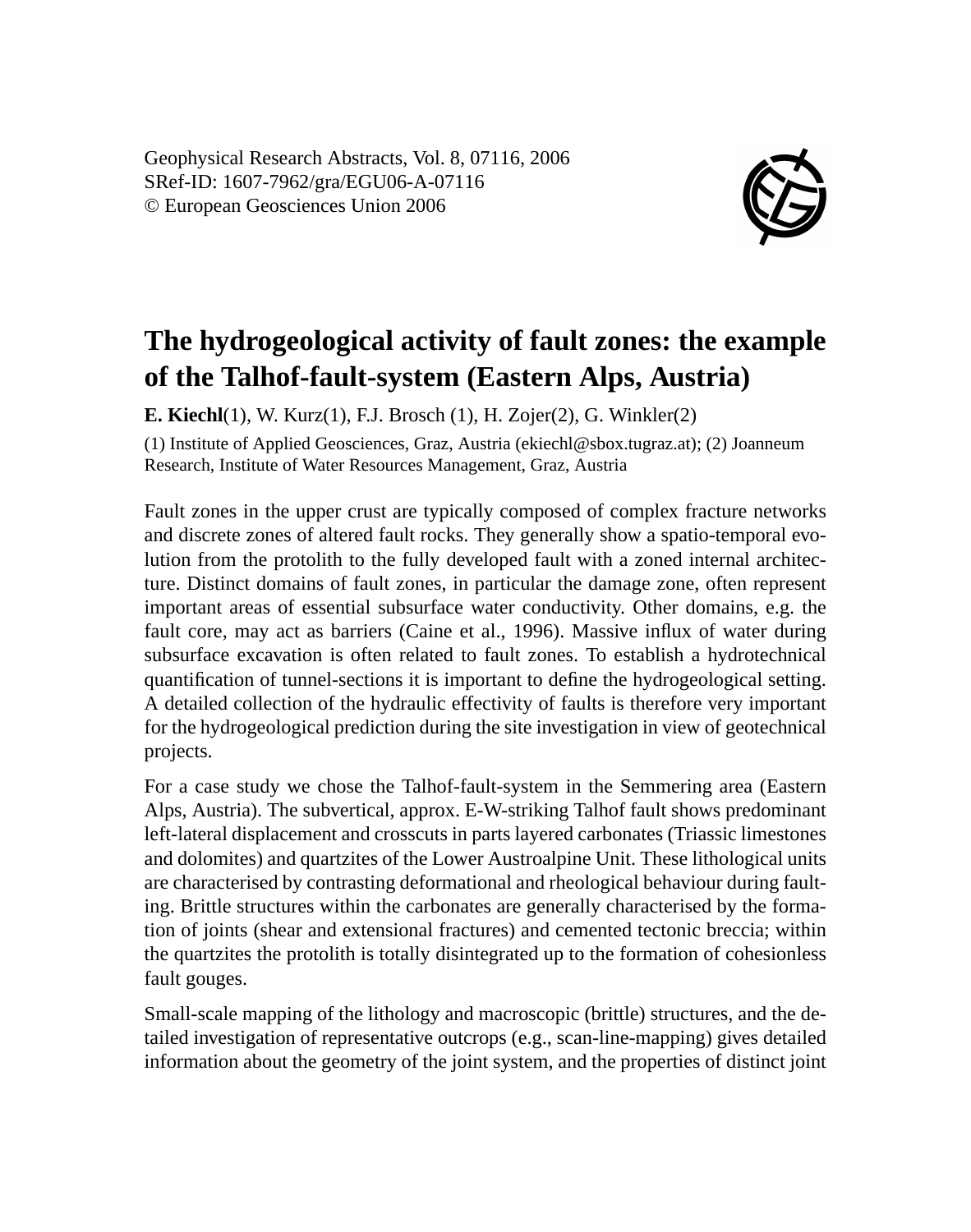Geophysical Research Abstracts, Vol. 8, 07116, 2006
SRef-ID: 1607-7962/gra/EGU06-A-07116
© European Geosciences Union 2006

# The hydrogeological activity of fault zones: the example of the Talhof-fault-system (Eastern Alps, Austria)

**E. Kiechl**(1), W. Kurz(1), F.J. Brosch (1), H. Zojer(2), G. Winkler(2)

(1) Institute of Applied Geosciences, Graz, Austria (ekiechl@sbox.tugraz.at); (2) Joanneum Research, Institute of Water Resources Management, Graz, Austria

Fault zones in the upper crust are typically composed of complex fracture networks and discrete zones of altered fault rocks. They generally show a spatio-temporal evolution from the protolith to the fully developed fault with a zoned internal architecture. Distinct domains of fault zones, in particular the damage zone, often represent important areas of essential subsurface water conductivity. Other domains, e.g. the fault core, may act as barriers (Caine et al., 1996). Massive influx of water during subsurface excavation is often related to fault zones. To establish a hydrotechnical quantification of tunnel-sections it is important to define the hydrogeological setting. A detailed collection of the hydraulic effectivity of faults is therefore very important for the hydrogeological prediction during the site investigation in view of geotechnical projects.

For a case study we chose the Talhof-fault-system in the Semmering area (Eastern Alps, Austria). The subvertical, approx. E-W-striking Talhof fault shows predominant left-lateral displacement and crosscuts in parts layered carbonates (Triassic limestones and dolomites) and quartzites of the Lower Austroalpine Unit. These lithological units are characterised by contrasting deformational and rheological behaviour during faulting. Brittle structures within the carbonates are generally characterised by the formation of joints (shear and extensional fractures) and cemented tectonic breccia; within the quartzites the protolith is totally disintegrated up to the formation of cohesionless fault gouges.

Small-scale mapping of the lithology and macroscopic (brittle) structures, and the detailed investigation of representative outcrops (e.g., scan-line-mapping) gives detailed information about the geometry of the joint system, and the properties of distinct joint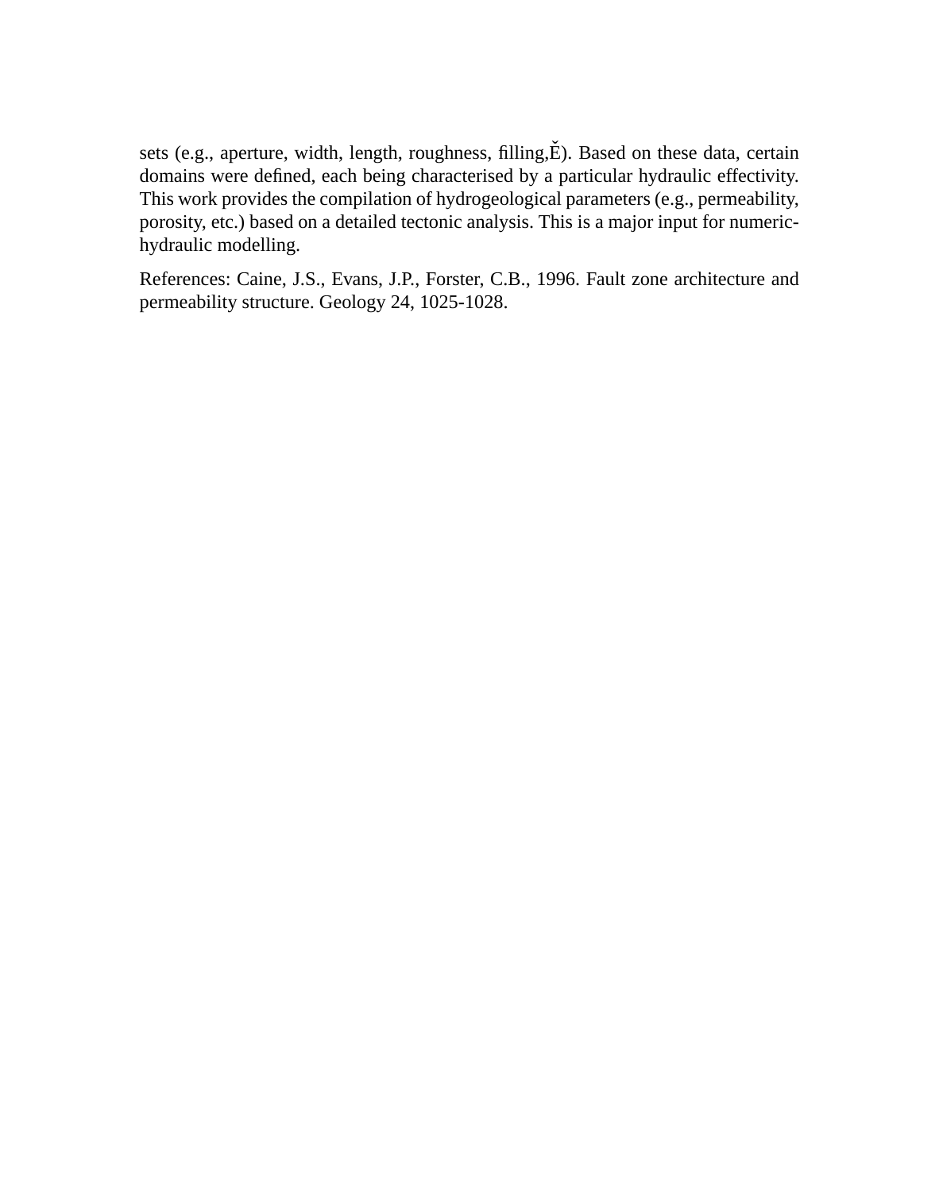sets (e.g., aperture, width, length, roughness, filling,Ě). Based on these data, certain domains were defined, each being characterised by a particular hydraulic effectivity. This work provides the compilation of hydrogeological parameters (e.g., permeability, porosity, etc.) based on a detailed tectonic analysis. This is a major input for numeric-hydraulic modelling.

References: Caine, J.S., Evans, J.P., Forster, C.B., 1996. Fault zone architecture and permeability structure. Geology 24, 1025-1028.